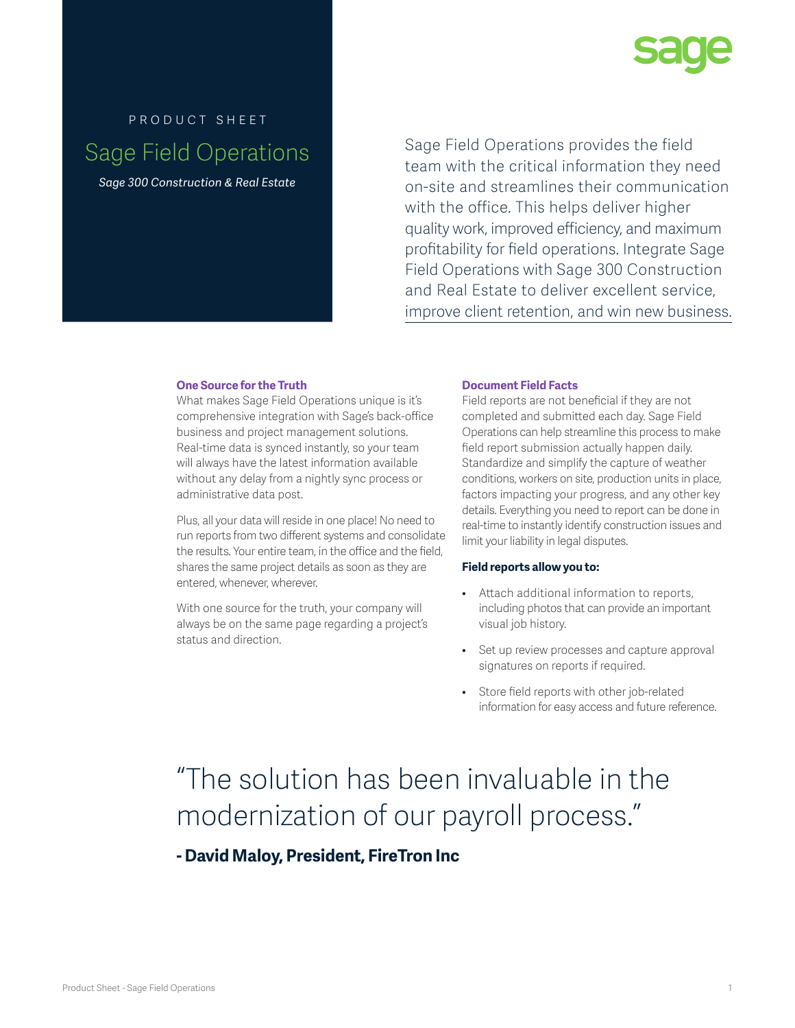PRODUCT SHEET

# Sage Field Operations

*Sage 300 Construction & Real Estate*

Sage Field Operations provides the field team with the critical information they need on-site and streamlines their communication with the office. This helps deliver higher quality work, improved efficiency, and maximum profitability for field operations. Integrate Sage Field Operations with Sage 300 Construction and Real Estate to deliver excellent service, improve client retention, and win new business.

## One Source for the Truth

What makes Sage Field Operations unique is it's comprehensive integration with Sage's back-office business and project management solutions. Real-time data is synced instantly, so your team will always have the latest information available without any delay from a nightly sync process or administrative data post.

Plus, all your data will reside in one place! No need to run reports from two different systems and consolidate the results. Your entire team, in the office and the field, shares the same project details as soon as they are entered, whenever, wherever.

With one source for the truth, your company will always be on the same page regarding a project's status and direction.

## Document Field Facts

Field reports are not beneficial if they are not completed and submitted each day. Sage Field Operations can help streamline this process to make field report submission actually happen daily. Standardize and simplify the capture of weather conditions, workers on site, production units in place, factors impacting your progress, and any other key details. Everything you need to report can be done in real-time to instantly identify construction issues and limit your liability in legal disputes.

**Field reports allow you to:**

- Attach additional information to reports, including photos that can provide an important visual job history.
- Set up review processes and capture approval signatures on reports if required.
- Store field reports with other job-related information for easy access and future reference.

> "The solution has been invaluable in the modernization of our payroll process."
>
> **- David Maloy, President, FireTron Inc**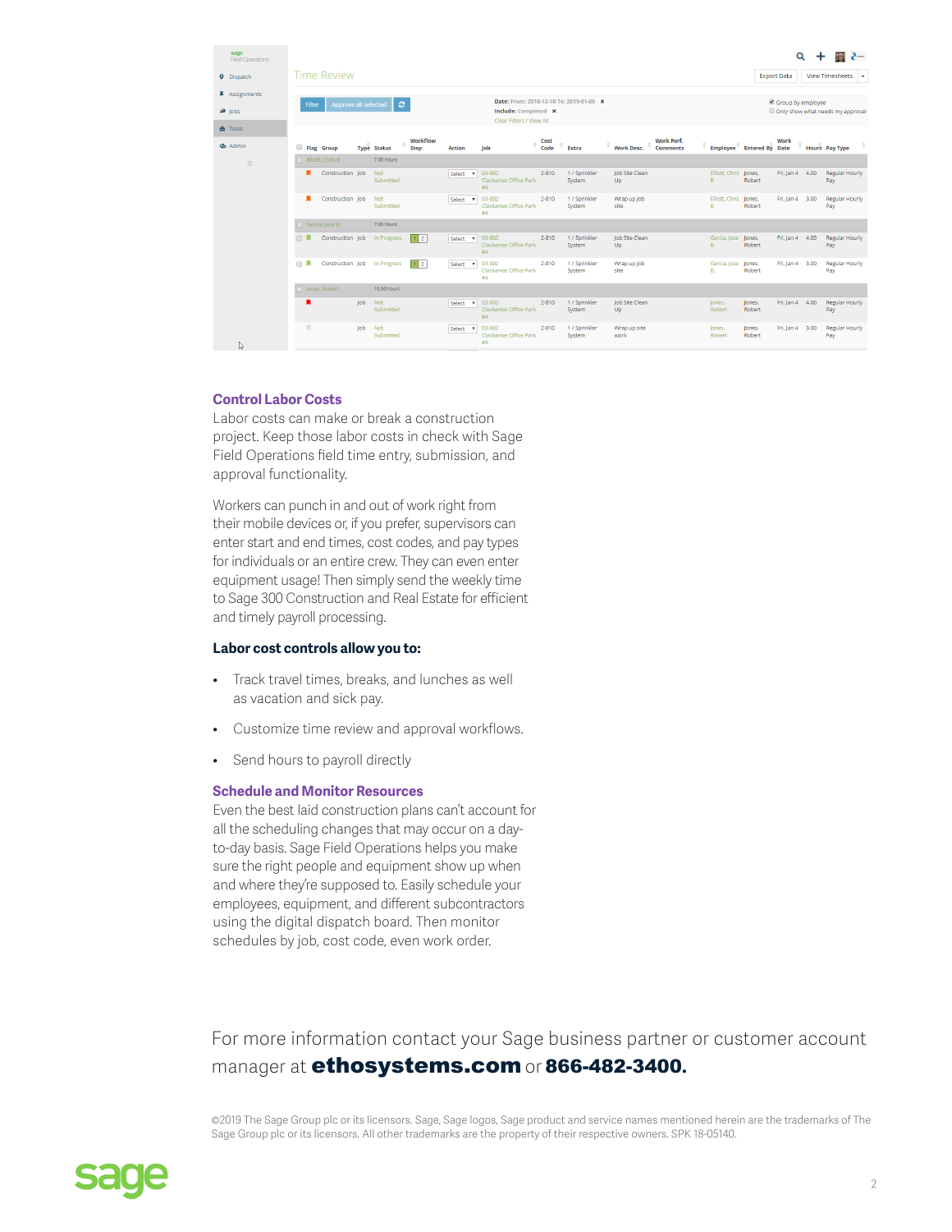## Control Labor Costs

Labor costs can make or break a construction project. Keep those labor costs in check with Sage Field Operations field time entry, submission, and approval functionality.

Workers can punch in and out of work right from their mobile devices or, if you prefer, supervisors can enter start and end times, cost codes, and pay types for individuals or an entire crew. They can even enter equipment usage! Then simply send the weekly time to Sage 300 Construction and Real Estate for efficient and timely payroll processing.

### Labor cost controls allow you to:

- Track travel times, breaks, and lunches as well as vacation and sick pay.
- Customize time review and approval workflows.
- Send hours to payroll directly

## Schedule and Monitor Resources

Even the best laid construction plans can't account for all the scheduling changes that may occur on a day-to-day basis. Sage Field Operations helps you make sure the right people and equipment show up when and where they're supposed to. Easily schedule your employees, equipment, and different subcontractors using the digital dispatch board. Then monitor schedules by job, cost code, even work order.

For more information contact your Sage business partner or customer account manager at **ethosystems.com** or **866-482-3400.**

©2019 The Sage Group plc or its licensors. Sage, Sage logos, Sage product and service names mentioned herein are the trademarks of The Sage Group plc or its licensors. All other trademarks are the property of their respective owners. SPK 18-05140.